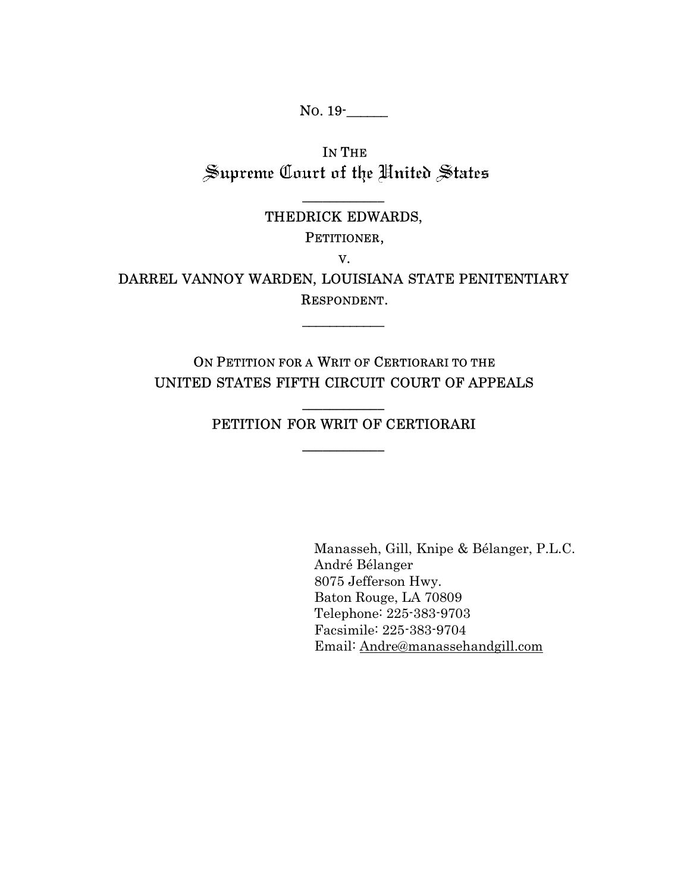No. 19-______

IN THE

# Supreme Court of the United States

___________

THEDRICK EDWARDS,

PETITIONER,

V.

DARREL VANNOY WARDEN, LOUISIANA STATE PENITENTIARY

RESPONDENT.

___________

ON PETITION FOR A WRIT OF CERTIORARI TO THE
UNITED STATES FIFTH CIRCUIT COURT OF APPEALS

___________

PETITION FOR WRIT OF CERTIORARI

___________

Manasseh, Gill, Knipe & Bélanger, P.L.C.
André Bélanger
8075 Jefferson Hwy.
Baton Rouge, LA 70809
Telephone: 225-383-9703
Facsimile: 225-383-9704
Email: Andre@manassehandgill.com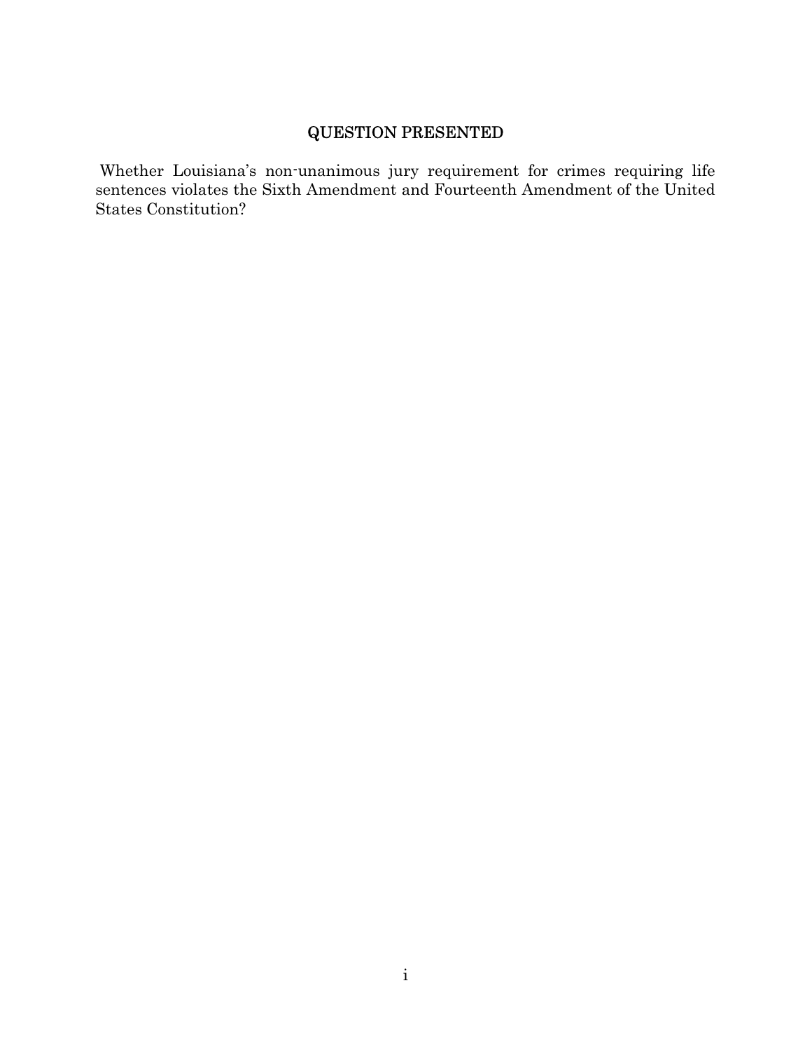# QUESTION PRESENTED

Whether Louisiana's non-unanimous jury requirement for crimes requiring life sentences violates the Sixth Amendment and Fourteenth Amendment of the United States Constitution?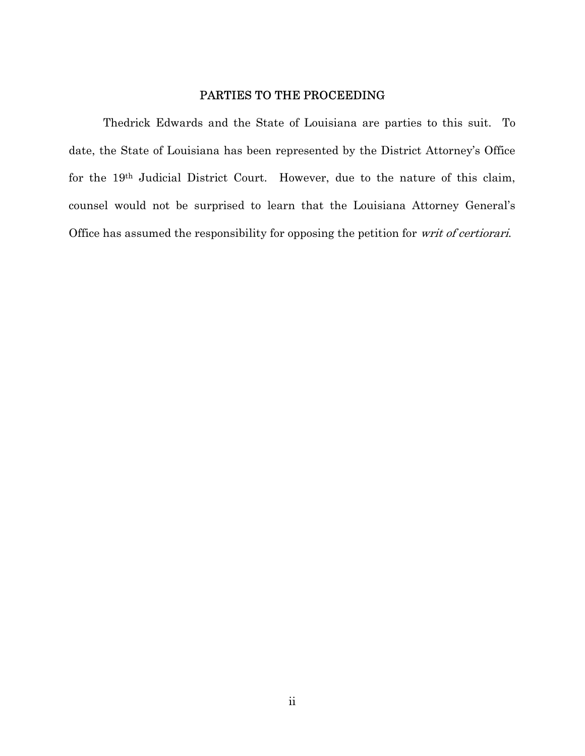## PARTIES TO THE PROCEEDING

Thedrick Edwards and the State of Louisiana are parties to this suit. To date, the State of Louisiana has been represented by the District Attorney's Office for the 19th Judicial District Court. However, due to the nature of this claim, counsel would not be surprised to learn that the Louisiana Attorney General's Office has assumed the responsibility for opposing the petition for *writ of certiorari*.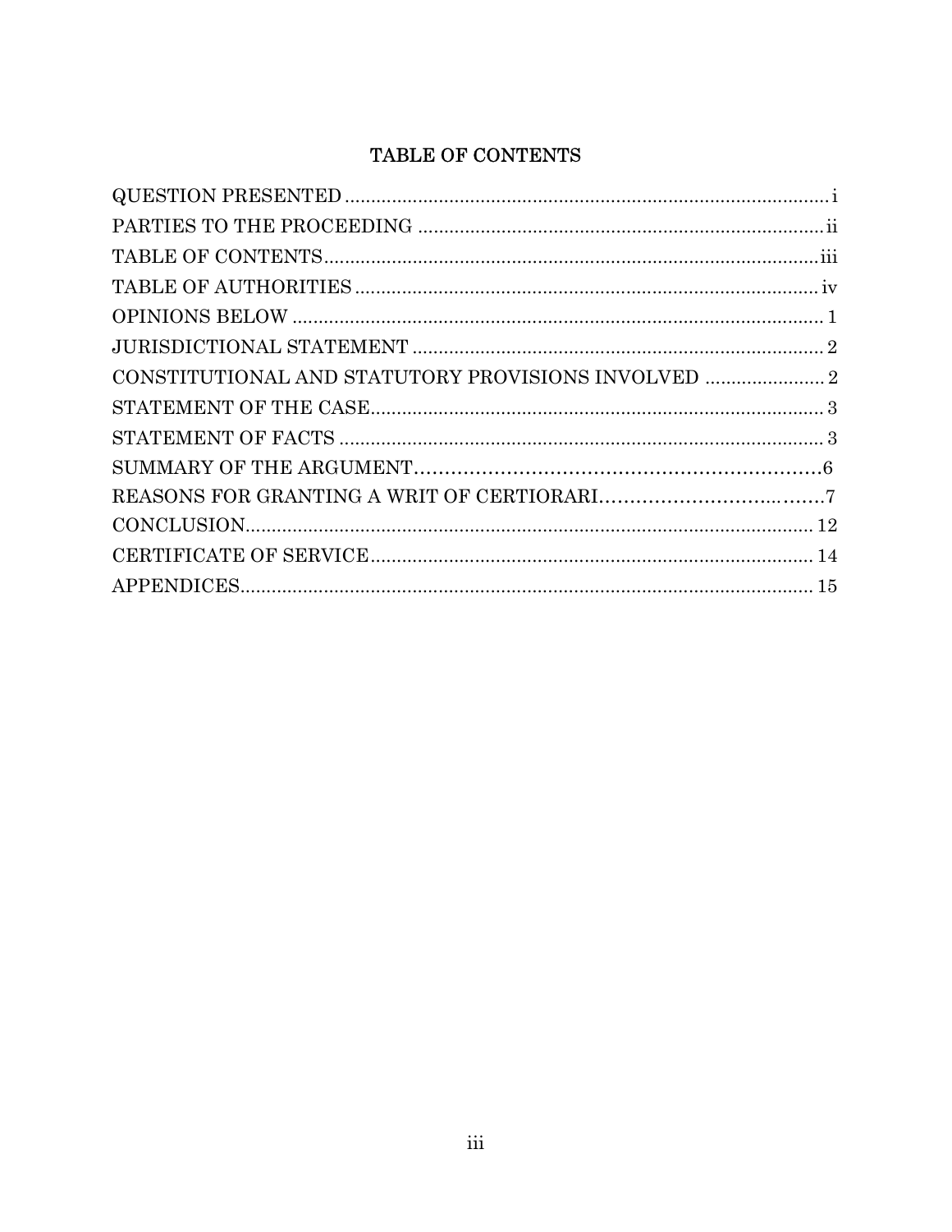# TABLE OF CONTENTS

| | |
|---|---|
| QUESTION PRESENTED | i |
| PARTIES TO THE PROCEEDING | ii |
| TABLE OF CONTENTS | iii |
| TABLE OF AUTHORITIES | iv |
| OPINIONS BELOW | 1 |
| JURISDICTIONAL STATEMENT | 2 |
| CONSTITUTIONAL AND STATUTORY PROVISIONS INVOLVED | 2 |
| STATEMENT OF THE CASE | 3 |
| STATEMENT OF FACTS | 3 |
| SUMMARY OF THE ARGUMENT | 6 |
| REASONS FOR GRANTING A WRIT OF CERTIORARI | 7 |
| CONCLUSION | 12 |
| CERTIFICATE OF SERVICE | 14 |
| APPENDICES | 15 |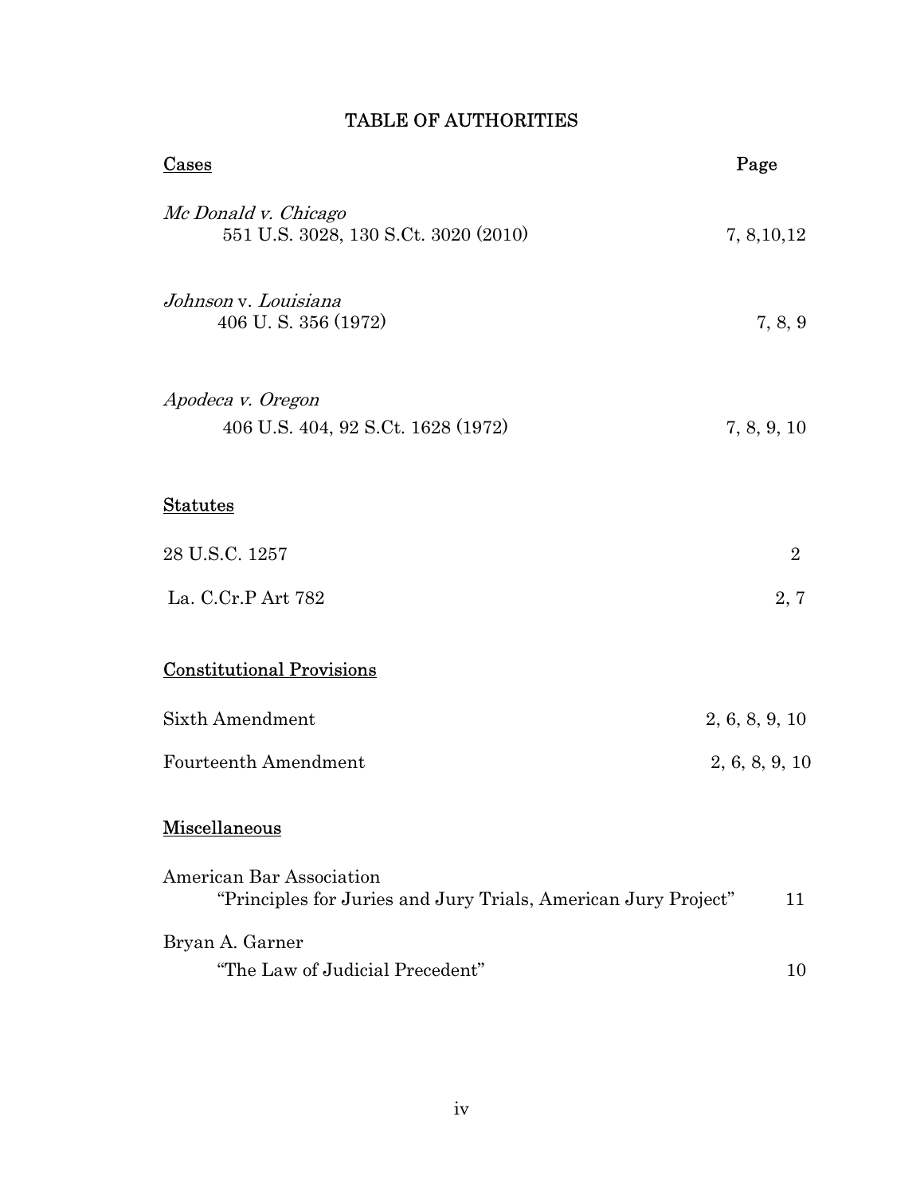# TABLE OF AUTHORITIES

| Cases | Page |
|---|---|
| *Mc Donald v. Chicago* 551 U.S. 3028, 130 S.Ct. 3020 (2010) | 7, 8,10,12 |
| *Johnson* v. *Louisiana* 406 U. S. 356 (1972) | 7, 8, 9 |
| *Apodeca v. Oregon* 406 U.S. 404, 92 S.Ct. 1628 (1972) | 7, 8, 9, 10 |

| Statutes | |
|---|---|
| 28 U.S.C. 1257 | 2 |
| La. C.Cr.P Art 782 | 2, 7 |

| Constitutional Provisions | |
|---|---|
| Sixth Amendment | 2, 6, 8, 9, 10 |
| Fourteenth Amendment | 2, 6, 8, 9, 10 |

| Miscellaneous | |
|---|---|
| American Bar Association "Principles for Juries and Jury Trials, American Jury Project" | 11 |
| Bryan A. Garner "The Law of Judicial Precedent" | 10 |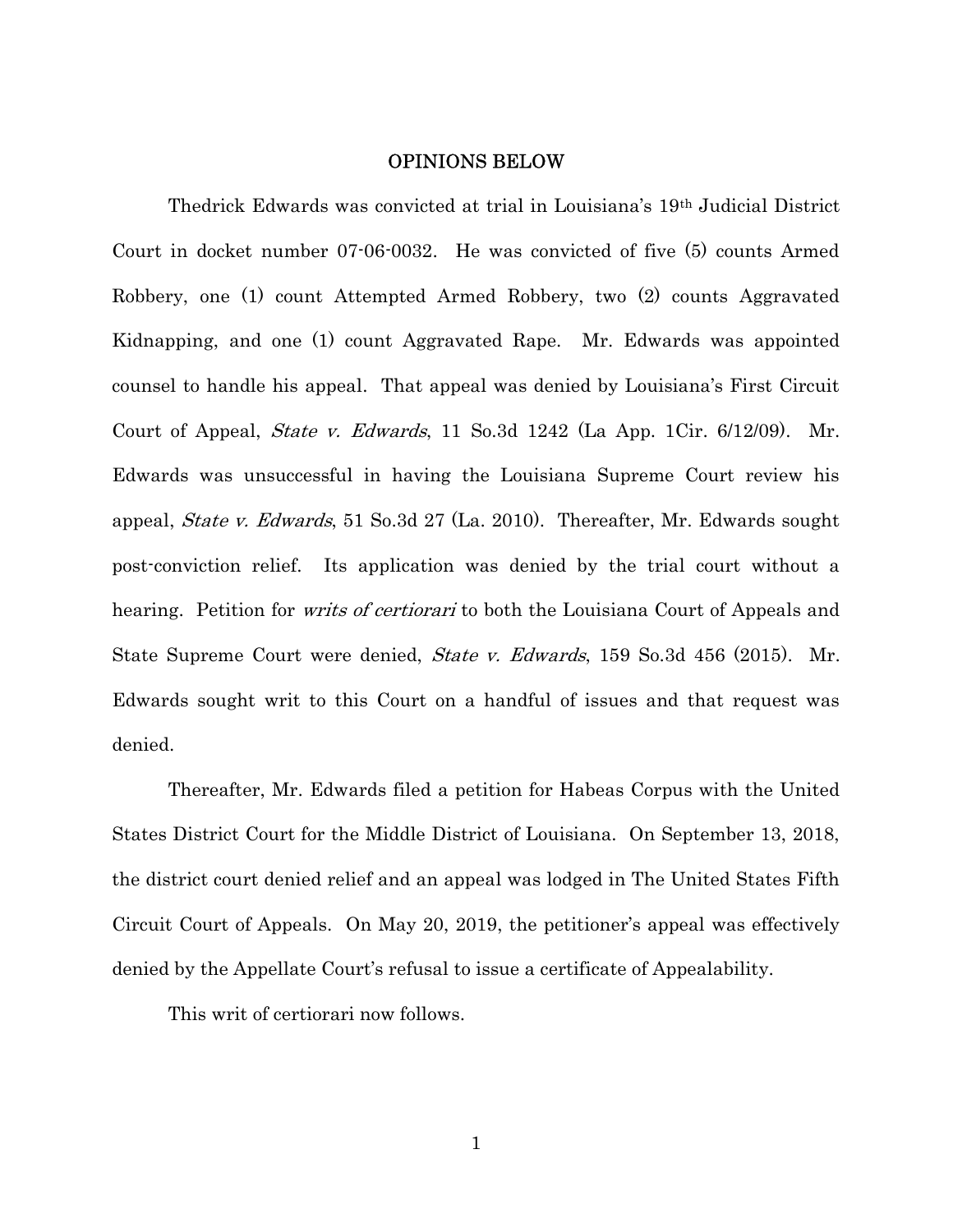## OPINIONS BELOW

Thedrick Edwards was convicted at trial in Louisiana's 19th Judicial District Court in docket number 07-06-0032. He was convicted of five (5) counts Armed Robbery, one (1) count Attempted Armed Robbery, two (2) counts Aggravated Kidnapping, and one (1) count Aggravated Rape. Mr. Edwards was appointed counsel to handle his appeal. That appeal was denied by Louisiana's First Circuit Court of Appeal, *State v. Edwards*, 11 So.3d 1242 (La App. 1Cir. 6/12/09). Mr. Edwards was unsuccessful in having the Louisiana Supreme Court review his appeal, *State v. Edwards*, 51 So.3d 27 (La. 2010). Thereafter, Mr. Edwards sought post-conviction relief. Its application was denied by the trial court without a hearing. Petition for *writs of certiorari* to both the Louisiana Court of Appeals and State Supreme Court were denied, *State v. Edwards*, 159 So.3d 456 (2015). Mr. Edwards sought writ to this Court on a handful of issues and that request was denied.

Thereafter, Mr. Edwards filed a petition for Habeas Corpus with the United States District Court for the Middle District of Louisiana. On September 13, 2018, the district court denied relief and an appeal was lodged in The United States Fifth Circuit Court of Appeals. On May 20, 2019, the petitioner's appeal was effectively denied by the Appellate Court's refusal to issue a certificate of Appealability.

This writ of certiorari now follows.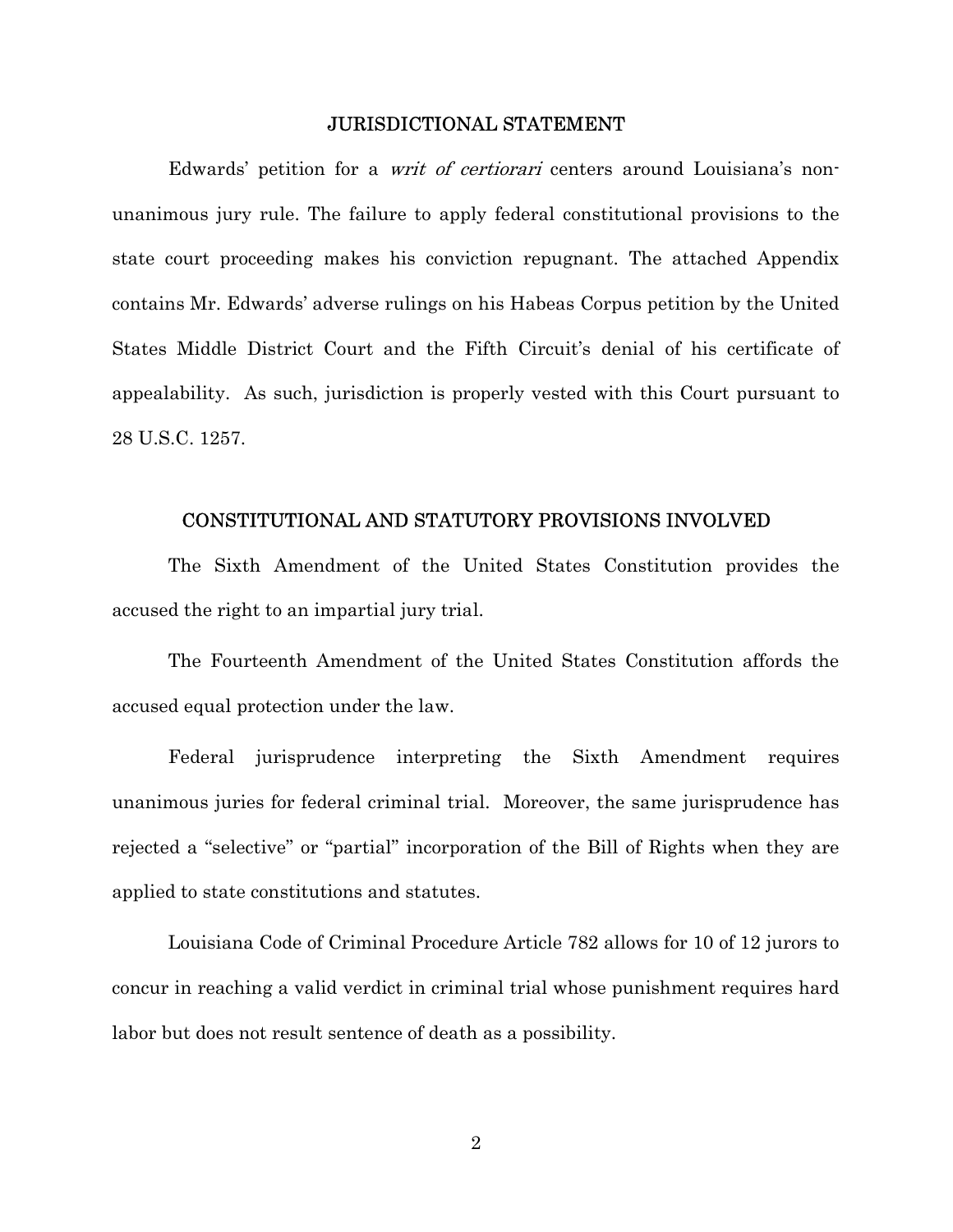## JURISDICTIONAL STATEMENT

Edwards' petition for a *writ of certiorari* centers around Louisiana's non-unanimous jury rule. The failure to apply federal constitutional provisions to the state court proceeding makes his conviction repugnant. The attached Appendix contains Mr. Edwards' adverse rulings on his Habeas Corpus petition by the United States Middle District Court and the Fifth Circuit's denial of his certificate of appealability. As such, jurisdiction is properly vested with this Court pursuant to 28 U.S.C. 1257.

## CONSTITUTIONAL AND STATUTORY PROVISIONS INVOLVED

The Sixth Amendment of the United States Constitution provides the accused the right to an impartial jury trial.

The Fourteenth Amendment of the United States Constitution affords the accused equal protection under the law.

Federal jurisprudence interpreting the Sixth Amendment requires unanimous juries for federal criminal trial. Moreover, the same jurisprudence has rejected a "selective" or "partial" incorporation of the Bill of Rights when they are applied to state constitutions and statutes.

Louisiana Code of Criminal Procedure Article 782 allows for 10 of 12 jurors to concur in reaching a valid verdict in criminal trial whose punishment requires hard labor but does not result sentence of death as a possibility.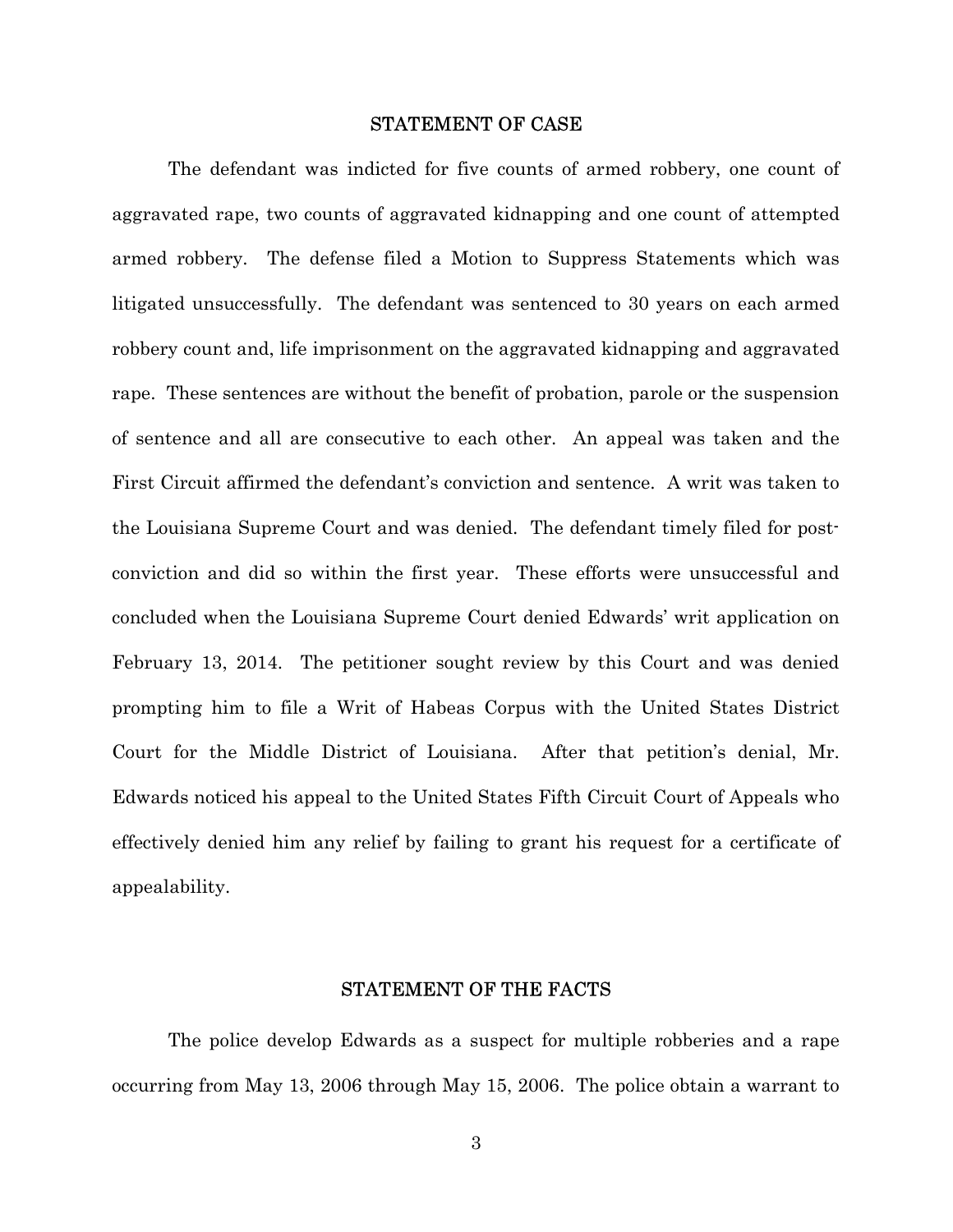## STATEMENT OF CASE

The defendant was indicted for five counts of armed robbery, one count of aggravated rape, two counts of aggravated kidnapping and one count of attempted armed robbery. The defense filed a Motion to Suppress Statements which was litigated unsuccessfully. The defendant was sentenced to 30 years on each armed robbery count and, life imprisonment on the aggravated kidnapping and aggravated rape. These sentences are without the benefit of probation, parole or the suspension of sentence and all are consecutive to each other. An appeal was taken and the First Circuit affirmed the defendant's conviction and sentence. A writ was taken to the Louisiana Supreme Court and was denied. The defendant timely filed for post-conviction and did so within the first year. These efforts were unsuccessful and concluded when the Louisiana Supreme Court denied Edwards' writ application on February 13, 2014. The petitioner sought review by this Court and was denied prompting him to file a Writ of Habeas Corpus with the United States District Court for the Middle District of Louisiana. After that petition's denial, Mr. Edwards noticed his appeal to the United States Fifth Circuit Court of Appeals who effectively denied him any relief by failing to grant his request for a certificate of appealability.

## STATEMENT OF THE FACTS

The police develop Edwards as a suspect for multiple robberies and a rape occurring from May 13, 2006 through May 15, 2006. The police obtain a warrant to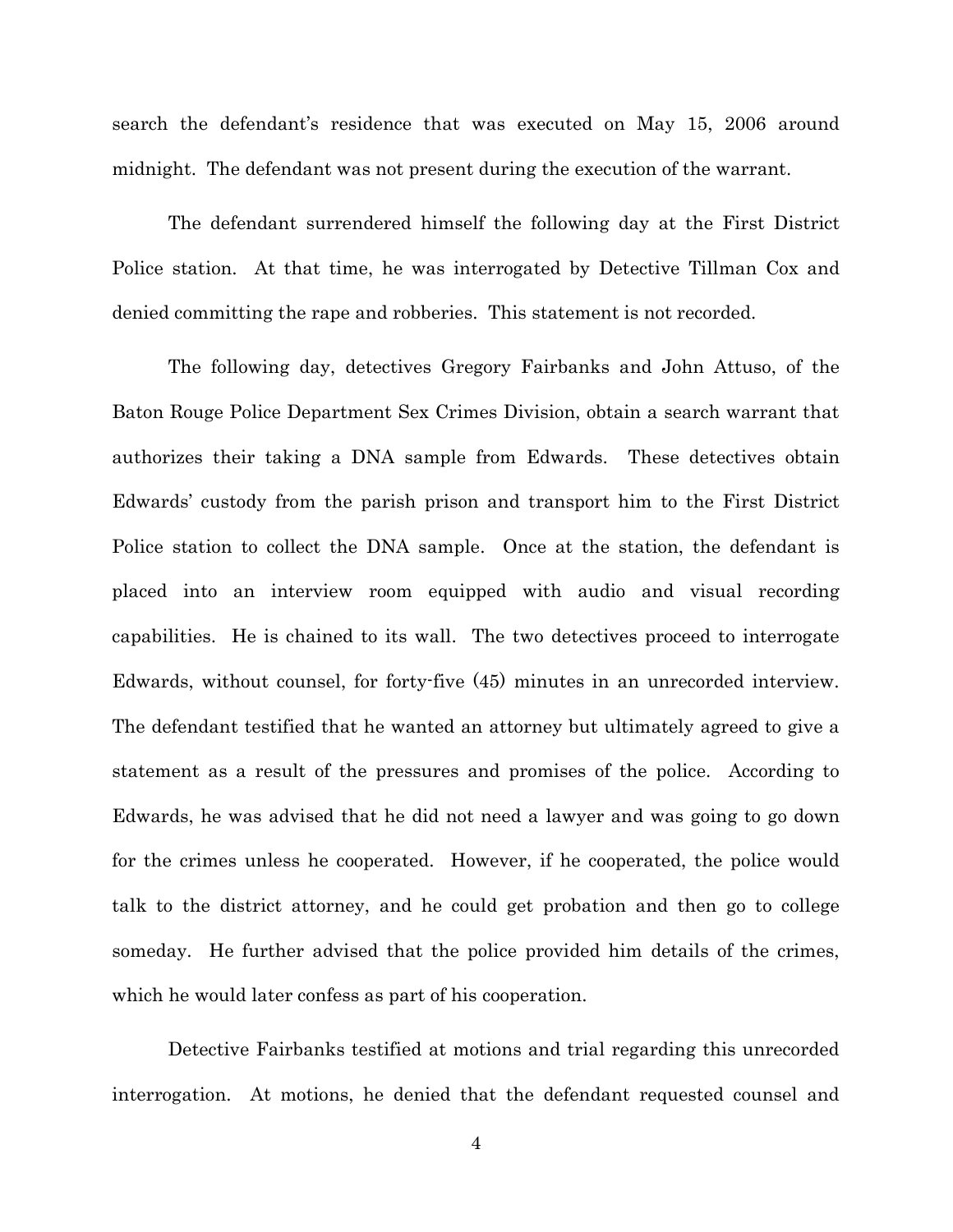search the defendant's residence that was executed on May 15, 2006 around midnight. The defendant was not present during the execution of the warrant.

The defendant surrendered himself the following day at the First District Police station. At that time, he was interrogated by Detective Tillman Cox and denied committing the rape and robberies. This statement is not recorded.

The following day, detectives Gregory Fairbanks and John Attuso, of the Baton Rouge Police Department Sex Crimes Division, obtain a search warrant that authorizes their taking a DNA sample from Edwards. These detectives obtain Edwards' custody from the parish prison and transport him to the First District Police station to collect the DNA sample. Once at the station, the defendant is placed into an interview room equipped with audio and visual recording capabilities. He is chained to its wall. The two detectives proceed to interrogate Edwards, without counsel, for forty-five (45) minutes in an unrecorded interview. The defendant testified that he wanted an attorney but ultimately agreed to give a statement as a result of the pressures and promises of the police. According to Edwards, he was advised that he did not need a lawyer and was going to go down for the crimes unless he cooperated. However, if he cooperated, the police would talk to the district attorney, and he could get probation and then go to college someday. He further advised that the police provided him details of the crimes, which he would later confess as part of his cooperation.

Detective Fairbanks testified at motions and trial regarding this unrecorded interrogation. At motions, he denied that the defendant requested counsel and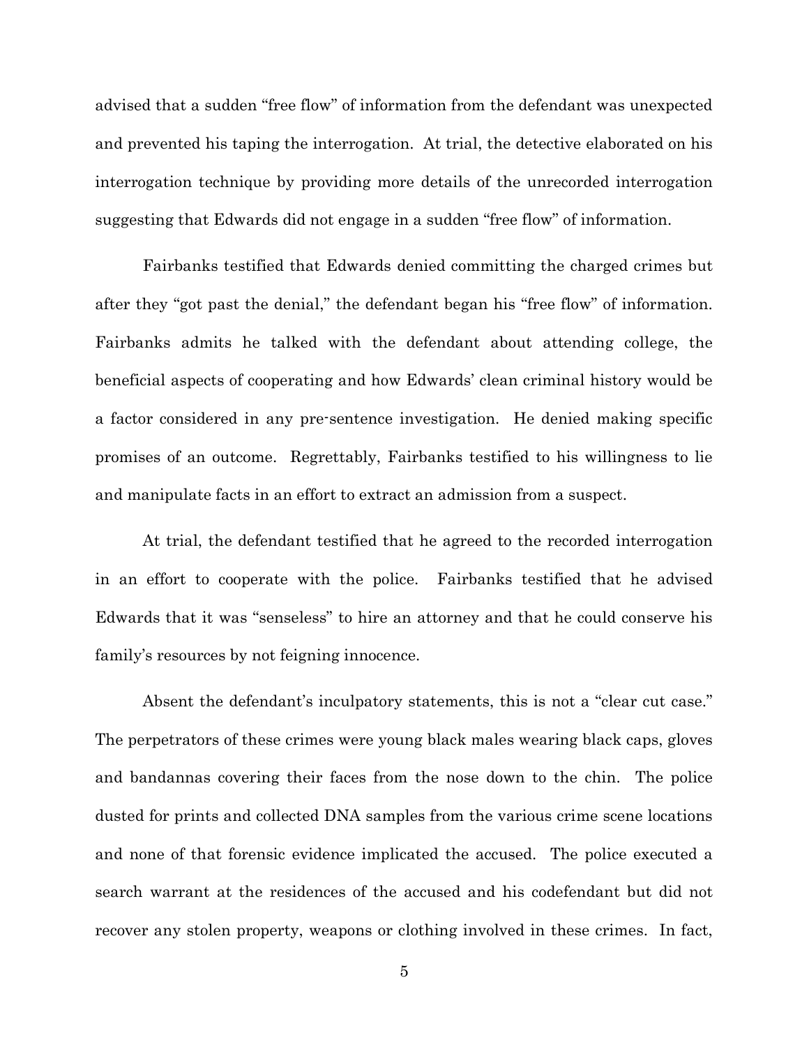advised that a sudden "free flow" of information from the defendant was unexpected and prevented his taping the interrogation. At trial, the detective elaborated on his interrogation technique by providing more details of the unrecorded interrogation suggesting that Edwards did not engage in a sudden "free flow" of information.

Fairbanks testified that Edwards denied committing the charged crimes but after they "got past the denial," the defendant began his "free flow" of information. Fairbanks admits he talked with the defendant about attending college, the beneficial aspects of cooperating and how Edwards' clean criminal history would be a factor considered in any pre-sentence investigation. He denied making specific promises of an outcome. Regrettably, Fairbanks testified to his willingness to lie and manipulate facts in an effort to extract an admission from a suspect.

At trial, the defendant testified that he agreed to the recorded interrogation in an effort to cooperate with the police. Fairbanks testified that he advised Edwards that it was "senseless" to hire an attorney and that he could conserve his family's resources by not feigning innocence.

Absent the defendant's inculpatory statements, this is not a "clear cut case." The perpetrators of these crimes were young black males wearing black caps, gloves and bandannas covering their faces from the nose down to the chin. The police dusted for prints and collected DNA samples from the various crime scene locations and none of that forensic evidence implicated the accused. The police executed a search warrant at the residences of the accused and his codefendant but did not recover any stolen property, weapons or clothing involved in these crimes. In fact,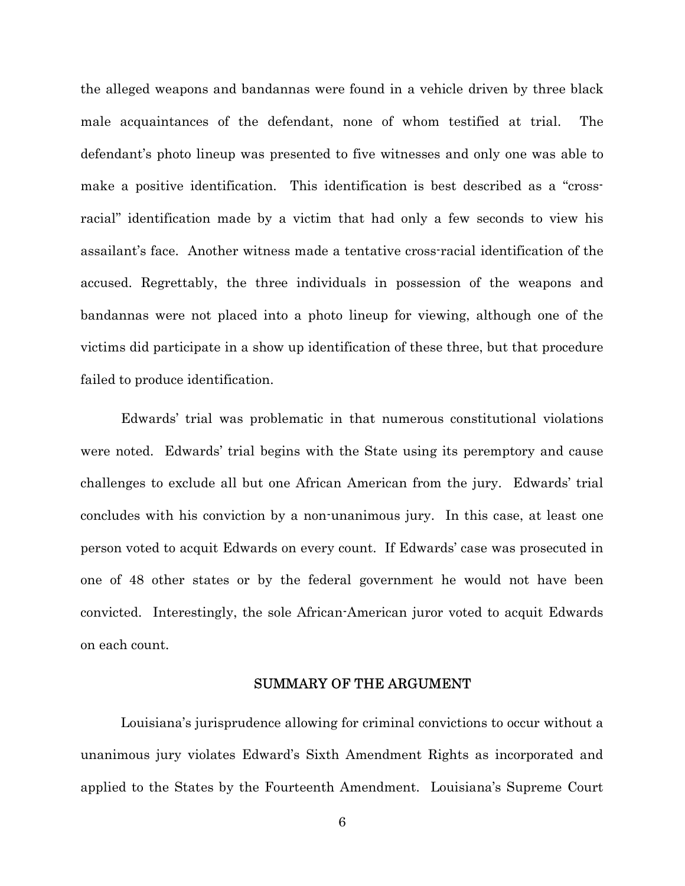the alleged weapons and bandannas were found in a vehicle driven by three black male acquaintances of the defendant, none of whom testified at trial. The defendant's photo lineup was presented to five witnesses and only one was able to make a positive identification. This identification is best described as a "cross-racial" identification made by a victim that had only a few seconds to view his assailant's face. Another witness made a tentative cross-racial identification of the accused. Regrettably, the three individuals in possession of the weapons and bandannas were not placed into a photo lineup for viewing, although one of the victims did participate in a show up identification of these three, but that procedure failed to produce identification.

Edwards' trial was problematic in that numerous constitutional violations were noted. Edwards' trial begins with the State using its peremptory and cause challenges to exclude all but one African American from the jury. Edwards' trial concludes with his conviction by a non-unanimous jury. In this case, at least one person voted to acquit Edwards on every count. If Edwards' case was prosecuted in one of 48 other states or by the federal government he would not have been convicted. Interestingly, the sole African-American juror voted to acquit Edwards on each count.

## SUMMARY OF THE ARGUMENT

Louisiana's jurisprudence allowing for criminal convictions to occur without a unanimous jury violates Edward's Sixth Amendment Rights as incorporated and applied to the States by the Fourteenth Amendment. Louisiana's Supreme Court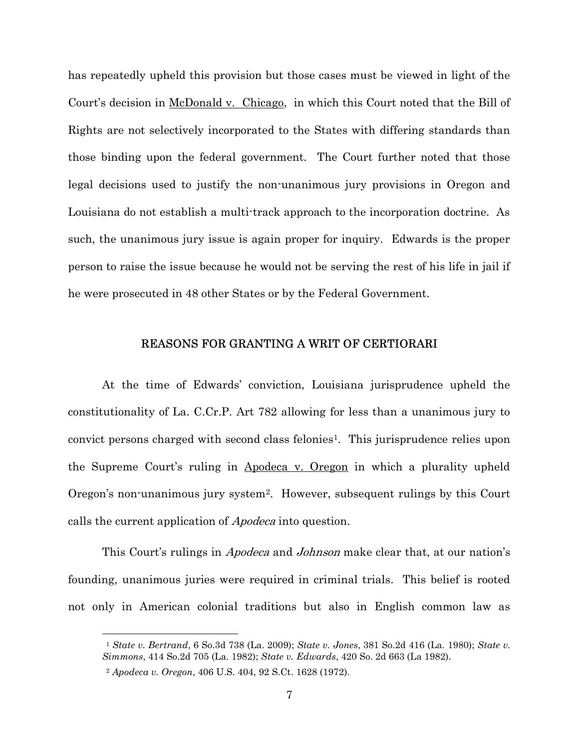has repeatedly upheld this provision but those cases must be viewed in light of the Court's decision in McDonald v. Chicago, in which this Court noted that the Bill of Rights are not selectively incorporated to the States with differing standards than those binding upon the federal government. The Court further noted that those legal decisions used to justify the non-unanimous jury provisions in Oregon and Louisiana do not establish a multi-track approach to the incorporation doctrine. As such, the unanimous jury issue is again proper for inquiry. Edwards is the proper person to raise the issue because he would not be serving the rest of his life in jail if he were prosecuted in 48 other States or by the Federal Government.

## REASONS FOR GRANTING A WRIT OF CERTIORARI

At the time of Edwards' conviction, Louisiana jurisprudence upheld the constitutionality of La. C.Cr.P. Art 782 allowing for less than a unanimous jury to convict persons charged with second class felonies[1]. This jurisprudence relies upon the Supreme Court's ruling in Apodeca v. Oregon in which a plurality upheld Oregon's non-unanimous jury system[2]. However, subsequent rulings by this Court calls the current application of *Apodeca* into question.

This Court's rulings in *Apodeca* and *Johnson* make clear that, at our nation's founding, unanimous juries were required in criminal trials. This belief is rooted not only in American colonial traditions but also in English common law as

[1] *State v. Bertrand*, 6 So.3d 738 (La. 2009); *State v. Jones*, 381 So.2d 416 (La. 1980); *State v. Simmons*, 414 So.2d 705 (La. 1982); *State v. Edwards*, 420 So. 2d 663 (La 1982).

[2] *Apodeca v. Oregon*, 406 U.S. 404, 92 S.Ct. 1628 (1972).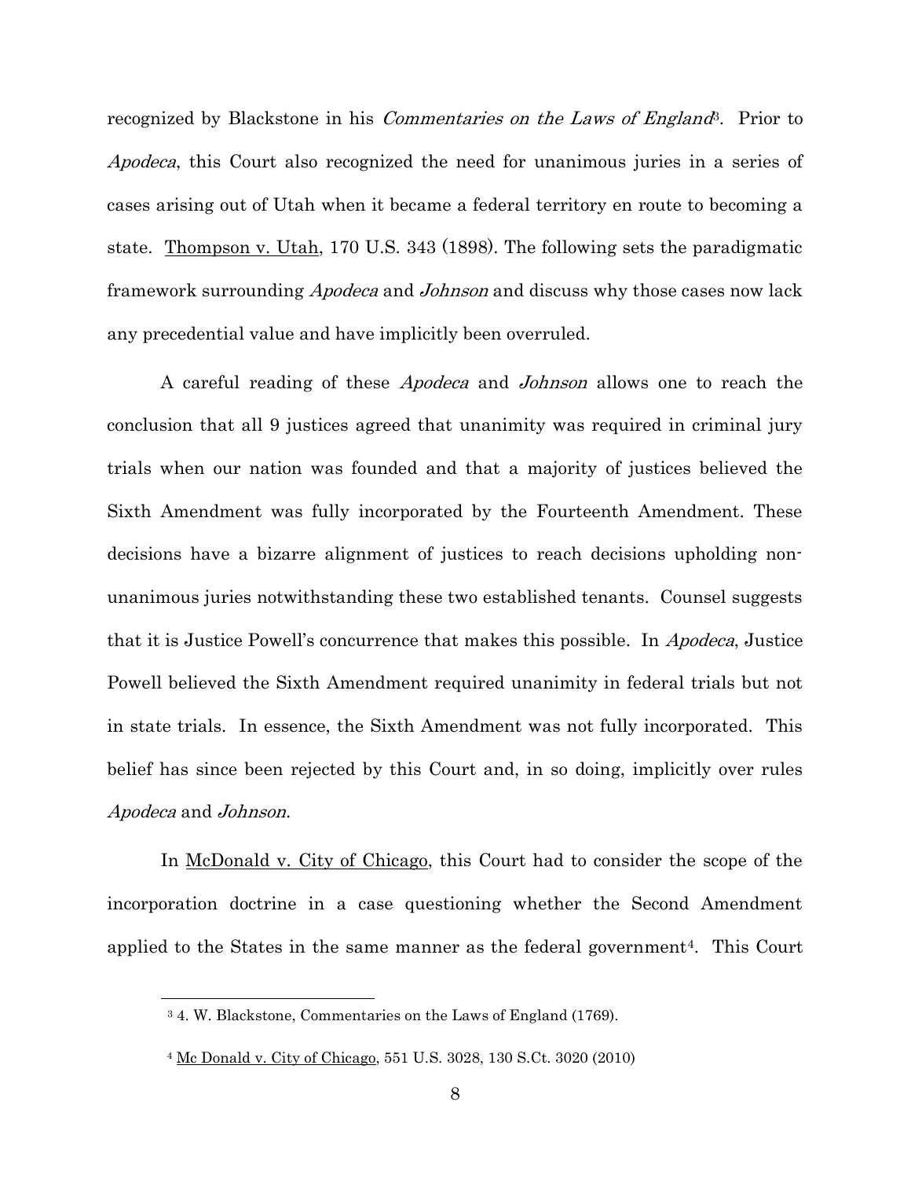recognized by Blackstone in his *Commentaries on the Laws of England*[3]. Prior to *Apodeca*, this Court also recognized the need for unanimous juries in a series of cases arising out of Utah when it became a federal territory en route to becoming a state. Thompson v. Utah, 170 U.S. 343 (1898). The following sets the paradigmatic framework surrounding *Apodeca* and *Johnson* and discuss why those cases now lack any precedential value and have implicitly been overruled.

A careful reading of these *Apodeca* and *Johnson* allows one to reach the conclusion that all 9 justices agreed that unanimity was required in criminal jury trials when our nation was founded and that a majority of justices believed the Sixth Amendment was fully incorporated by the Fourteenth Amendment. These decisions have a bizarre alignment of justices to reach decisions upholding non-unanimous juries notwithstanding these two established tenants. Counsel suggests that it is Justice Powell's concurrence that makes this possible. In *Apodeca*, Justice Powell believed the Sixth Amendment required unanimity in federal trials but not in state trials. In essence, the Sixth Amendment was not fully incorporated. This belief has since been rejected by this Court and, in so doing, implicitly over rules *Apodeca* and *Johnson*.

In McDonald v. City of Chicago, this Court had to consider the scope of the incorporation doctrine in a case questioning whether the Second Amendment applied to the States in the same manner as the federal government[4]. This Court

---

[3] 4. W. Blackstone, Commentaries on the Laws of England (1769).

[4] Mc Donald v. City of Chicago, 551 U.S. 3028, 130 S.Ct. 3020 (2010)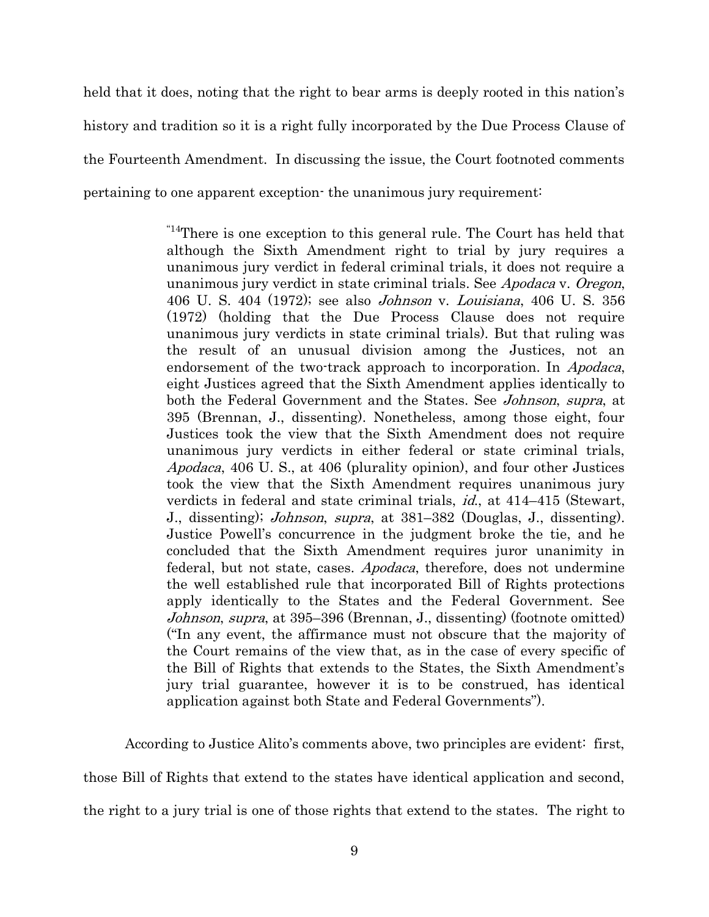held that it does, noting that the right to bear arms is deeply rooted in this nation's history and tradition so it is a right fully incorporated by the Due Process Clause of the Fourteenth Amendment. In discussing the issue, the Court footnoted comments pertaining to one apparent exception- the unanimous jury requirement:

> "[14]There is one exception to this general rule. The Court has held that although the Sixth Amendment right to trial by jury requires a unanimous jury verdict in federal criminal trials, it does not require a unanimous jury verdict in state criminal trials. See *Apodaca* v. *Oregon*, 406 U. S. 404 (1972); see also *Johnson* v. *Louisiana*, 406 U. S. 356 (1972) (holding that the Due Process Clause does not require unanimous jury verdicts in state criminal trials). But that ruling was the result of an unusual division among the Justices, not an endorsement of the two-track approach to incorporation. In *Apodaca*, eight Justices agreed that the Sixth Amendment applies identically to both the Federal Government and the States. See *Johnson*, *supra*, at 395 (Brennan, J., dissenting). Nonetheless, among those eight, four Justices took the view that the Sixth Amendment does not require unanimous jury verdicts in either federal or state criminal trials, *Apodaca*, 406 U. S., at 406 (plurality opinion), and four other Justices took the view that the Sixth Amendment requires unanimous jury verdicts in federal and state criminal trials, *id.*, at 414–415 (Stewart, J., dissenting); *Johnson*, *supra*, at 381–382 (Douglas, J., dissenting). Justice Powell's concurrence in the judgment broke the tie, and he concluded that the Sixth Amendment requires juror unanimity in federal, but not state, cases. *Apodaca*, therefore, does not undermine the well established rule that incorporated Bill of Rights protections apply identically to the States and the Federal Government. See *Johnson*, *supra*, at 395–396 (Brennan, J., dissenting) (footnote omitted) ("In any event, the affirmance must not obscure that the majority of the Court remains of the view that, as in the case of every specific of the Bill of Rights that extends to the States, the Sixth Amendment's jury trial guarantee, however it is to be construed, has identical application against both State and Federal Governments").

According to Justice Alito's comments above, two principles are evident: first, those Bill of Rights that extend to the states have identical application and second, the right to a jury trial is one of those rights that extend to the states. The right to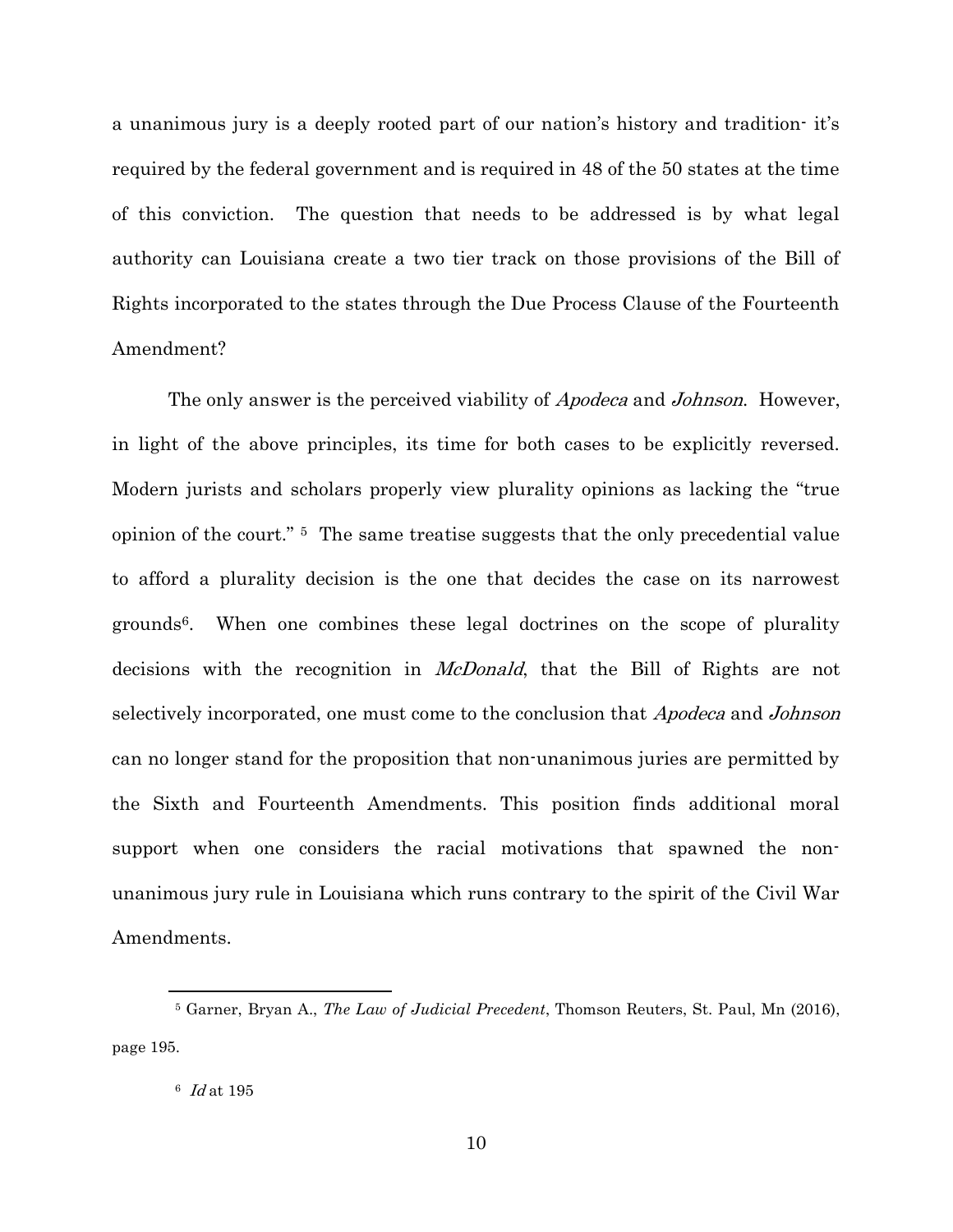a unanimous jury is a deeply rooted part of our nation's history and tradition- it's required by the federal government and is required in 48 of the 50 states at the time of this conviction. The question that needs to be addressed is by what legal authority can Louisiana create a two tier track on those provisions of the Bill of Rights incorporated to the states through the Due Process Clause of the Fourteenth Amendment?

The only answer is the perceived viability of *Apodeca* and *Johnson*. However, in light of the above principles, its time for both cases to be explicitly reversed. Modern jurists and scholars properly view plurality opinions as lacking the "true opinion of the court." [5] The same treatise suggests that the only precedential value to afford a plurality decision is the one that decides the case on its narrowest grounds[6]. When one combines these legal doctrines on the scope of plurality decisions with the recognition in *McDonald*, that the Bill of Rights are not selectively incorporated, one must come to the conclusion that *Apodeca* and *Johnson* can no longer stand for the proposition that non-unanimous juries are permitted by the Sixth and Fourteenth Amendments. This position finds additional moral support when one considers the racial motivations that spawned the non-unanimous jury rule in Louisiana which runs contrary to the spirit of the Civil War Amendments.

---

[5] Garner, Bryan A., *The Law of Judicial Precedent*, Thomson Reuters, St. Paul, Mn (2016), page 195.

[6] *Id* at 195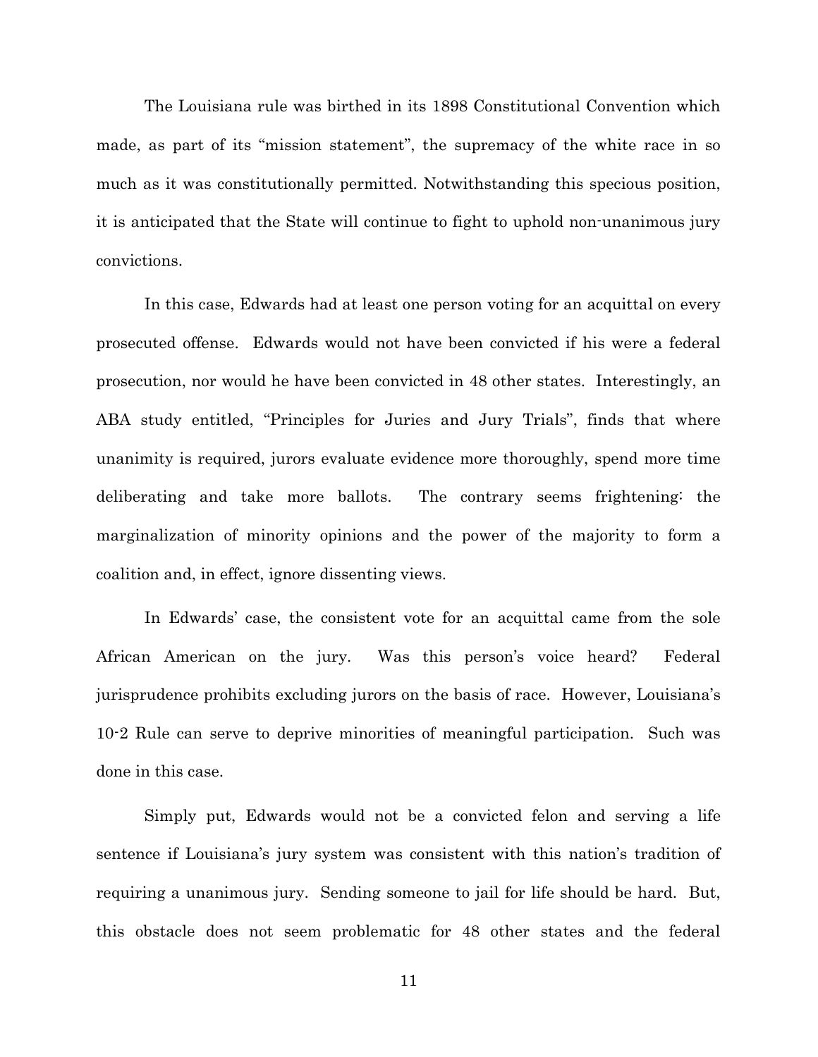The Louisiana rule was birthed in its 1898 Constitutional Convention which made, as part of its "mission statement", the supremacy of the white race in so much as it was constitutionally permitted. Notwithstanding this specious position, it is anticipated that the State will continue to fight to uphold non-unanimous jury convictions.

In this case, Edwards had at least one person voting for an acquittal on every prosecuted offense. Edwards would not have been convicted if his were a federal prosecution, nor would he have been convicted in 48 other states. Interestingly, an ABA study entitled, "Principles for Juries and Jury Trials", finds that where unanimity is required, jurors evaluate evidence more thoroughly, spend more time deliberating and take more ballots. The contrary seems frightening: the marginalization of minority opinions and the power of the majority to form a coalition and, in effect, ignore dissenting views.

In Edwards' case, the consistent vote for an acquittal came from the sole African American on the jury. Was this person's voice heard? Federal jurisprudence prohibits excluding jurors on the basis of race. However, Louisiana's 10-2 Rule can serve to deprive minorities of meaningful participation. Such was done in this case.

Simply put, Edwards would not be a convicted felon and serving a life sentence if Louisiana's jury system was consistent with this nation's tradition of requiring a unanimous jury. Sending someone to jail for life should be hard. But, this obstacle does not seem problematic for 48 other states and the federal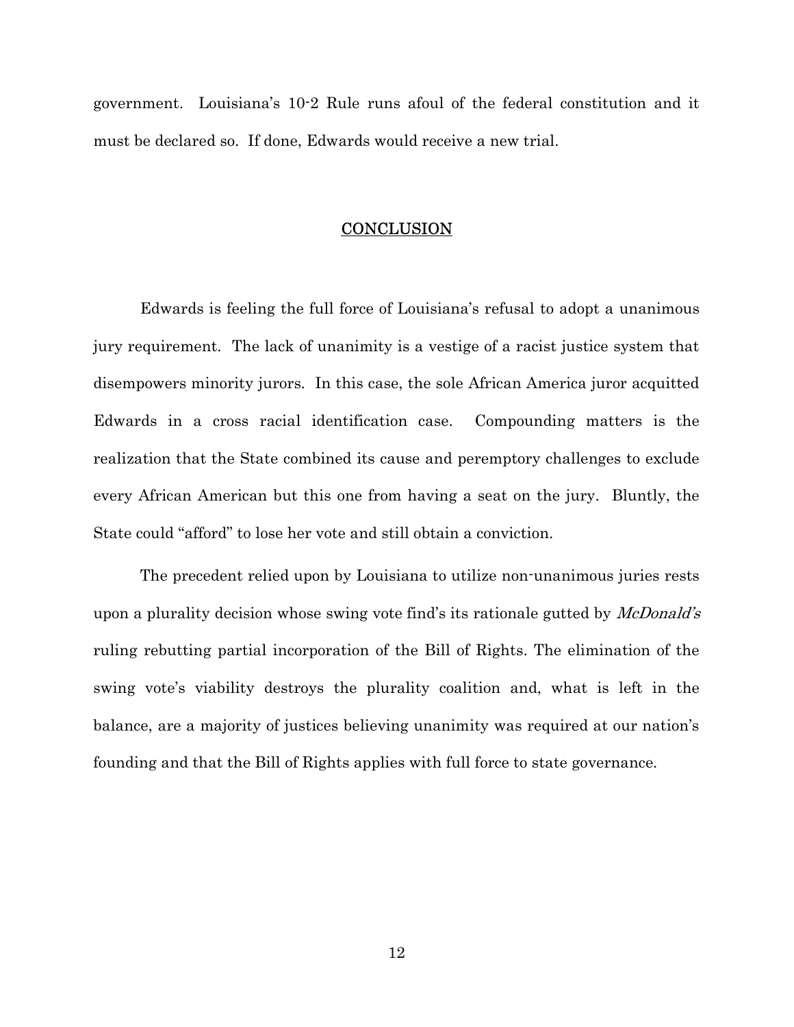government. Louisiana's 10-2 Rule runs afoul of the federal constitution and it must be declared so. If done, Edwards would receive a new trial.

## CONCLUSION

Edwards is feeling the full force of Louisiana's refusal to adopt a unanimous jury requirement. The lack of unanimity is a vestige of a racist justice system that disempowers minority jurors. In this case, the sole African America juror acquitted Edwards in a cross racial identification case. Compounding matters is the realization that the State combined its cause and peremptory challenges to exclude every African American but this one from having a seat on the jury. Bluntly, the State could "afford" to lose her vote and still obtain a conviction.

The precedent relied upon by Louisiana to utilize non-unanimous juries rests upon a plurality decision whose swing vote find's its rationale gutted by *McDonald's* ruling rebutting partial incorporation of the Bill of Rights. The elimination of the swing vote's viability destroys the plurality coalition and, what is left in the balance, are a majority of justices believing unanimity was required at our nation's founding and that the Bill of Rights applies with full force to state governance.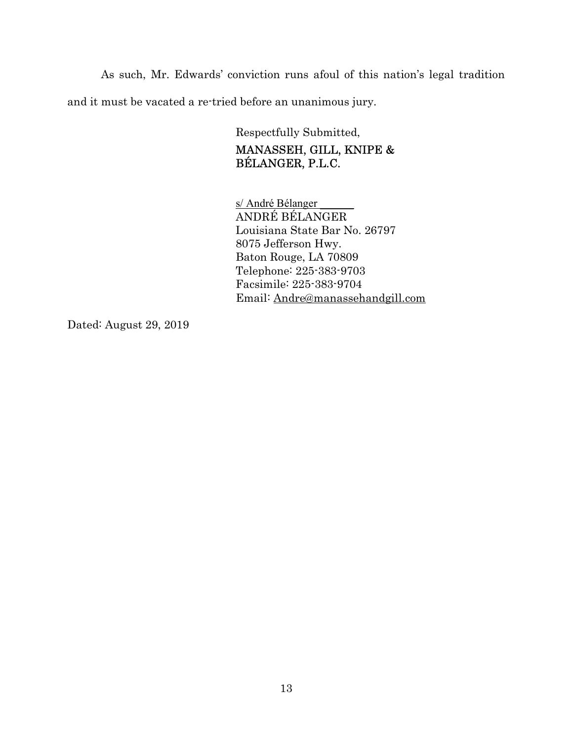As such, Mr. Edwards' conviction runs afoul of this nation's legal tradition and it must be vacated a re-tried before an unanimous jury.

Respectfully Submitted,
MANASSEH, GILL, KNIPE & BÉLANGER, P.L.C.

s/ André Bélanger ______
ANDRÉ BÉLANGER
Louisiana State Bar No. 26797
8075 Jefferson Hwy.
Baton Rouge, LA 70809
Telephone: 225-383-9703
Facsimile: 225-383-9704
Email: Andre@manassehandgill.com

Dated: August 29, 2019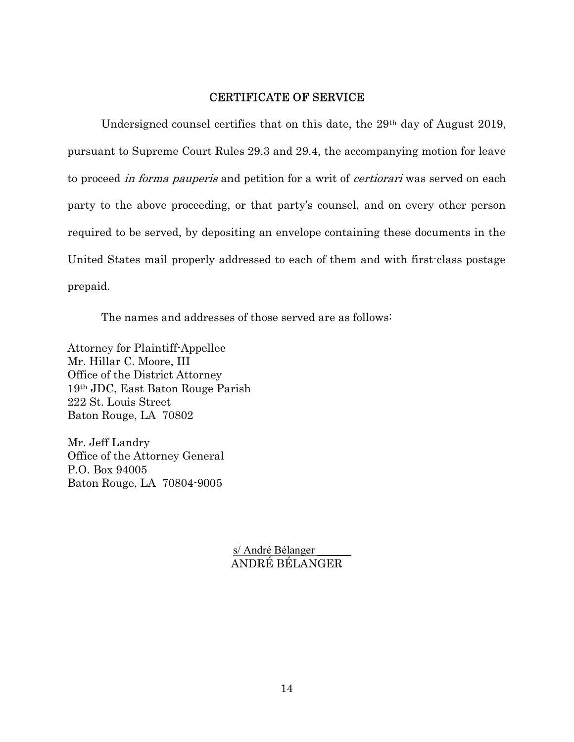## CERTIFICATE OF SERVICE

Undersigned counsel certifies that on this date, the 29th day of August 2019, pursuant to Supreme Court Rules 29.3 and 29.4, the accompanying motion for leave to proceed *in forma pauperis* and petition for a writ of *certiorari* was served on each party to the above proceeding, or that party's counsel, and on every other person required to be served, by depositing an envelope containing these documents in the United States mail properly addressed to each of them and with first-class postage prepaid.

The names and addresses of those served are as follows:

Attorney for Plaintiff-Appellee
Mr. Hillar C. Moore, III
Office of the District Attorney
19th JDC, East Baton Rouge Parish
222 St. Louis Street
Baton Rouge, LA 70802

Mr. Jeff Landry
Office of the Attorney General
P.O. Box 94005
Baton Rouge, LA 70804-9005

s/ André Bélanger
ANDRÉ BÉLANGER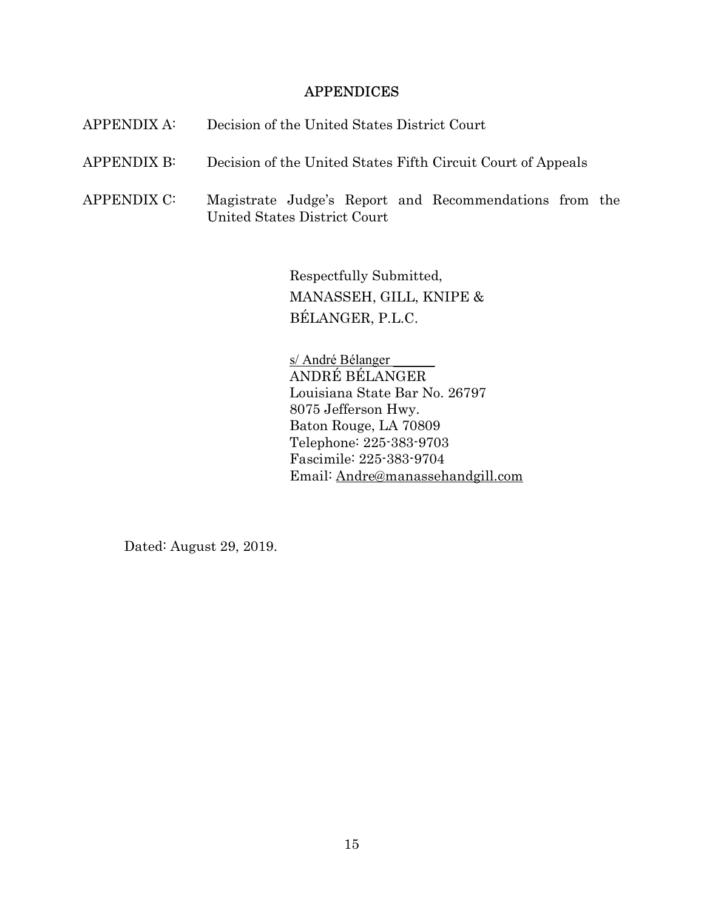## APPENDICES

APPENDIX A: Decision of the United States District Court

APPENDIX B: Decision of the United States Fifth Circuit Court of Appeals

APPENDIX C: Magistrate Judge's Report and Recommendations from the United States District Court

Respectfully Submitted,
MANASSEH, GILL, KNIPE &
BÉLANGER, P.L.C.

s/ André Bélanger
ANDRÉ BÉLANGER
Louisiana State Bar No. 26797
8075 Jefferson Hwy.
Baton Rouge, LA 70809
Telephone: 225-383-9703
Fascimile: 225-383-9704
Email: Andre@manassehandgill.com

Dated: August 29, 2019.